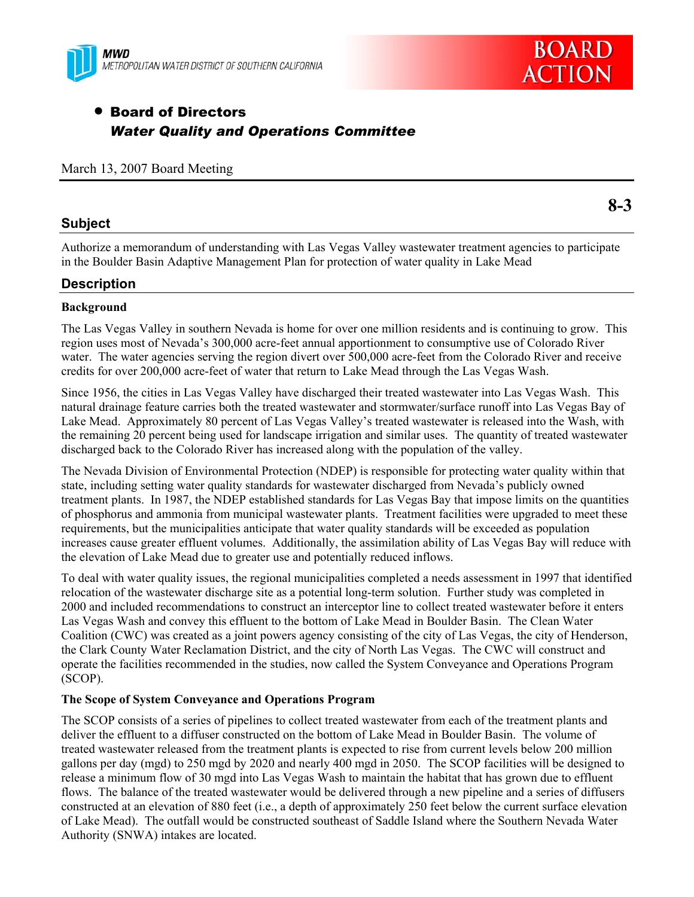MWD
METROPOLITAN WATER DISTRICT OF SOUTHERN CALIFORNIA

**BOARD ACTION**

- **Board of Directors**
  ***Water Quality and Operations Committee***

March 13, 2007 Board Meeting

**8-3**

## Subject

Authorize a memorandum of understanding with Las Vegas Valley wastewater treatment agencies to participate in the Boulder Basin Adaptive Management Plan for protection of water quality in Lake Mead

## Description

**Background**

The Las Vegas Valley in southern Nevada is home for over one million residents and is continuing to grow. This region uses most of Nevada's 300,000 acre-feet annual apportionment to consumptive use of Colorado River water. The water agencies serving the region divert over 500,000 acre-feet from the Colorado River and receive credits for over 200,000 acre-feet of water that return to Lake Mead through the Las Vegas Wash.

Since 1956, the cities in Las Vegas Valley have discharged their treated wastewater into Las Vegas Wash. This natural drainage feature carries both the treated wastewater and stormwater/surface runoff into Las Vegas Bay of Lake Mead. Approximately 80 percent of Las Vegas Valley's treated wastewater is released into the Wash, with the remaining 20 percent being used for landscape irrigation and similar uses. The quantity of treated wastewater discharged back to the Colorado River has increased along with the population of the valley.

The Nevada Division of Environmental Protection (NDEP) is responsible for protecting water quality within that state, including setting water quality standards for wastewater discharged from Nevada's publicly owned treatment plants. In 1987, the NDEP established standards for Las Vegas Bay that impose limits on the quantities of phosphorus and ammonia from municipal wastewater plants. Treatment facilities were upgraded to meet these requirements, but the municipalities anticipate that water quality standards will be exceeded as population increases cause greater effluent volumes. Additionally, the assimilation ability of Las Vegas Bay will reduce with the elevation of Lake Mead due to greater use and potentially reduced inflows.

To deal with water quality issues, the regional municipalities completed a needs assessment in 1997 that identified relocation of the wastewater discharge site as a potential long-term solution. Further study was completed in 2000 and included recommendations to construct an interceptor line to collect treated wastewater before it enters Las Vegas Wash and convey this effluent to the bottom of Lake Mead in Boulder Basin. The Clean Water Coalition (CWC) was created as a joint powers agency consisting of the city of Las Vegas, the city of Henderson, the Clark County Water Reclamation District, and the city of North Las Vegas. The CWC will construct and operate the facilities recommended in the studies, now called the System Conveyance and Operations Program (SCOP).

**The Scope of System Conveyance and Operations Program**

The SCOP consists of a series of pipelines to collect treated wastewater from each of the treatment plants and deliver the effluent to a diffuser constructed on the bottom of Lake Mead in Boulder Basin. The volume of treated wastewater released from the treatment plants is expected to rise from current levels below 200 million gallons per day (mgd) to 250 mgd by 2020 and nearly 400 mgd in 2050. The SCOP facilities will be designed to release a minimum flow of 30 mgd into Las Vegas Wash to maintain the habitat that has grown due to effluent flows. The balance of the treated wastewater would be delivered through a new pipeline and a series of diffusers constructed at an elevation of 880 feet (i.e., a depth of approximately 250 feet below the current surface elevation of Lake Mead). The outfall would be constructed southeast of Saddle Island where the Southern Nevada Water Authority (SNWA) intakes are located.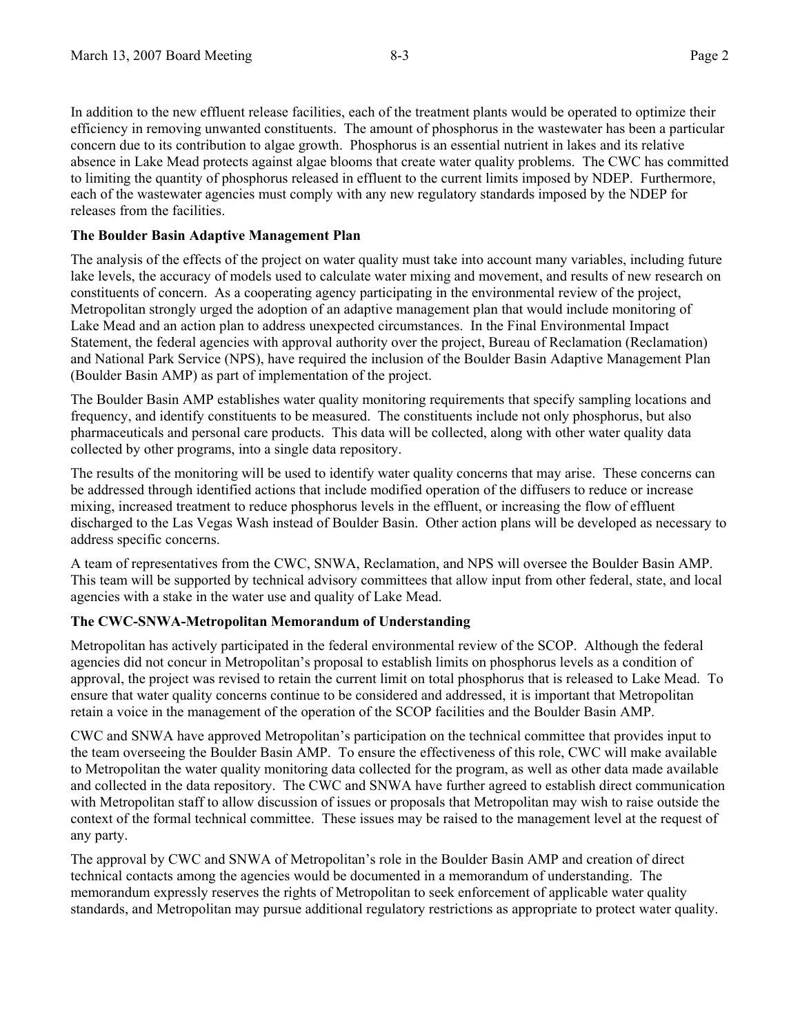In addition to the new effluent release facilities, each of the treatment plants would be operated to optimize their efficiency in removing unwanted constituents. The amount of phosphorus in the wastewater has been a particular concern due to its contribution to algae growth. Phosphorus is an essential nutrient in lakes and its relative absence in Lake Mead protects against algae blooms that create water quality problems. The CWC has committed to limiting the quantity of phosphorus released in effluent to the current limits imposed by NDEP. Furthermore, each of the wastewater agencies must comply with any new regulatory standards imposed by the NDEP for releases from the facilities.

**The Boulder Basin Adaptive Management Plan**

The analysis of the effects of the project on water quality must take into account many variables, including future lake levels, the accuracy of models used to calculate water mixing and movement, and results of new research on constituents of concern. As a cooperating agency participating in the environmental review of the project, Metropolitan strongly urged the adoption of an adaptive management plan that would include monitoring of Lake Mead and an action plan to address unexpected circumstances. In the Final Environmental Impact Statement, the federal agencies with approval authority over the project, Bureau of Reclamation (Reclamation) and National Park Service (NPS), have required the inclusion of the Boulder Basin Adaptive Management Plan (Boulder Basin AMP) as part of implementation of the project.

The Boulder Basin AMP establishes water quality monitoring requirements that specify sampling locations and frequency, and identify constituents to be measured. The constituents include not only phosphorus, but also pharmaceuticals and personal care products. This data will be collected, along with other water quality data collected by other programs, into a single data repository.

The results of the monitoring will be used to identify water quality concerns that may arise. These concerns can be addressed through identified actions that include modified operation of the diffusers to reduce or increase mixing, increased treatment to reduce phosphorus levels in the effluent, or increasing the flow of effluent discharged to the Las Vegas Wash instead of Boulder Basin. Other action plans will be developed as necessary to address specific concerns.

A team of representatives from the CWC, SNWA, Reclamation, and NPS will oversee the Boulder Basin AMP. This team will be supported by technical advisory committees that allow input from other federal, state, and local agencies with a stake in the water use and quality of Lake Mead.

**The CWC-SNWA-Metropolitan Memorandum of Understanding**

Metropolitan has actively participated in the federal environmental review of the SCOP. Although the federal agencies did not concur in Metropolitan's proposal to establish limits on phosphorus levels as a condition of approval, the project was revised to retain the current limit on total phosphorus that is released to Lake Mead. To ensure that water quality concerns continue to be considered and addressed, it is important that Metropolitan retain a voice in the management of the operation of the SCOP facilities and the Boulder Basin AMP.

CWC and SNWA have approved Metropolitan's participation on the technical committee that provides input to the team overseeing the Boulder Basin AMP. To ensure the effectiveness of this role, CWC will make available to Metropolitan the water quality monitoring data collected for the program, as well as other data made available and collected in the data repository. The CWC and SNWA have further agreed to establish direct communication with Metropolitan staff to allow discussion of issues or proposals that Metropolitan may wish to raise outside the context of the formal technical committee. These issues may be raised to the management level at the request of any party.

The approval by CWC and SNWA of Metropolitan's role in the Boulder Basin AMP and creation of direct technical contacts among the agencies would be documented in a memorandum of understanding. The memorandum expressly reserves the rights of Metropolitan to seek enforcement of applicable water quality standards, and Metropolitan may pursue additional regulatory restrictions as appropriate to protect water quality.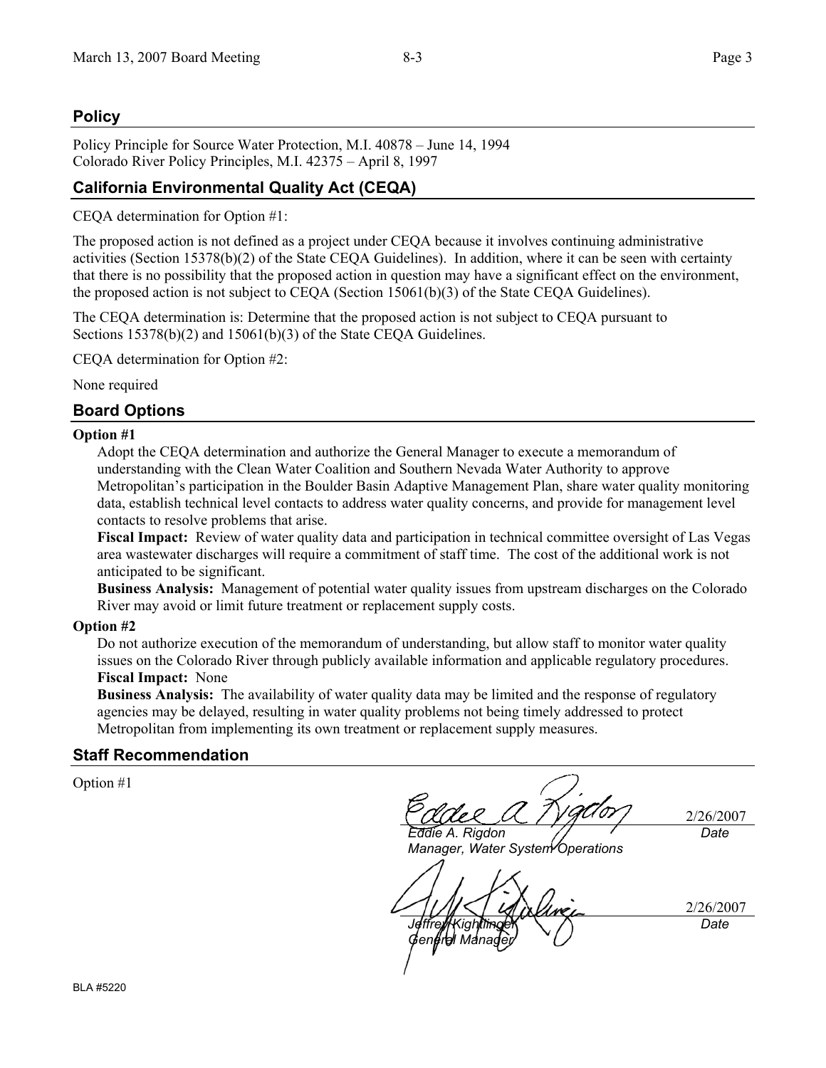## Policy

Policy Principle for Source Water Protection, M.I. 40878 – June 14, 1994
Colorado River Policy Principles, M.I. 42375 – April 8, 1997

## California Environmental Quality Act (CEQA)

CEQA determination for Option #1:

The proposed action is not defined as a project under CEQA because it involves continuing administrative activities (Section 15378(b)(2) of the State CEQA Guidelines). In addition, where it can be seen with certainty that there is no possibility that the proposed action in question may have a significant effect on the environment, the proposed action is not subject to CEQA (Section 15061(b)(3) of the State CEQA Guidelines).

The CEQA determination is: Determine that the proposed action is not subject to CEQA pursuant to Sections 15378(b)(2) and 15061(b)(3) of the State CEQA Guidelines.

CEQA determination for Option #2:

None required

## Board Options

**Option #1**

Adopt the CEQA determination and authorize the General Manager to execute a memorandum of understanding with the Clean Water Coalition and Southern Nevada Water Authority to approve Metropolitan's participation in the Boulder Basin Adaptive Management Plan, share water quality monitoring data, establish technical level contacts to address water quality concerns, and provide for management level contacts to resolve problems that arise.

**Fiscal Impact:** Review of water quality data and participation in technical committee oversight of Las Vegas area wastewater discharges will require a commitment of staff time. The cost of the additional work is not anticipated to be significant.

**Business Analysis:** Management of potential water quality issues from upstream discharges on the Colorado River may avoid or limit future treatment or replacement supply costs.

**Option #2**

Do not authorize execution of the memorandum of understanding, but allow staff to monitor water quality issues on the Colorado River through publicly available information and applicable regulatory procedures.

**Fiscal Impact:** None

**Business Analysis:** The availability of water quality data may be limited and the response of regulatory agencies may be delayed, resulting in water quality problems not being timely addressed to protect Metropolitan from implementing its own treatment or replacement supply measures.

## Staff Recommendation

Option #1

*Eddie A. Rigdon* — 2/26/2007
*Manager, Water System Operations* — *Date*

*Jeffrey Kightlinger* — 2/26/2007
*General Manager* — *Date*

BLA #5220